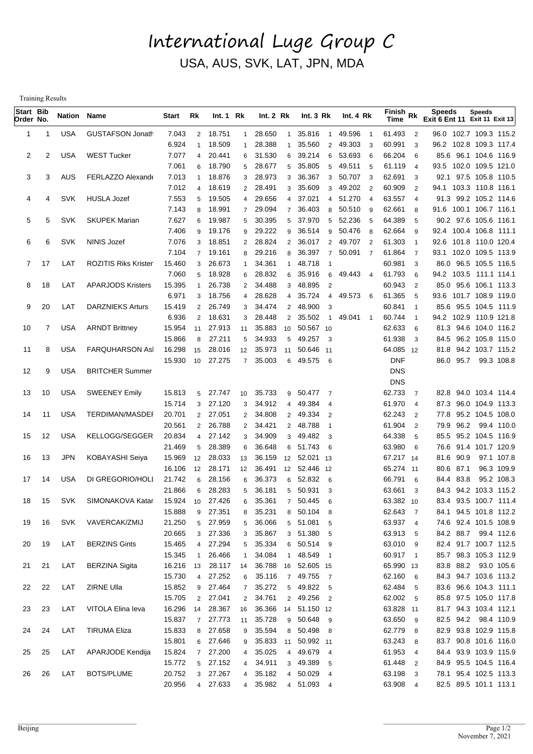# International Luge Group C

USA, AUS, SVK, LAT, JPN, MDA

Training Results

| Start Order | Bib No. | Nation | Name | Start | Rk | Int. 1 | Rk | Int. 2 | Rk | Int. 3 | Rk | Int. 4 | Rk | Finish Time | Rk | Speeds Exit 6 | Ent 11 | Speeds Exit 11 | Exit 13 |
|---|---|---|---|---|---|---|---|---|---|---|---|---|---|---|---|---|---|---|---|
| 1 | 1 | USA | GUSTAFSON Jonath | 7.043 | 2 | 18.751 | 1 | 28.650 | 1 | 35.816 | 1 | 49.596 | 1 | 61.493 | 2 | 96.0 | 102.7 | 109.3 | 115.2 |
| | | | | 6.924 | 1 | 18.509 | 1 | 28.388 | 1 | 35.560 | 2 | 49.303 | 3 | 60.991 | 3 | 96.2 | 102.8 | 109.3 | 117.4 |
| 2 | 2 | USA | WEST Tucker | 7.077 | 4 | 20.441 | 6 | 31.530 | 6 | 39.214 | 6 | 53.693 | 6 | 66.204 | 6 | 85.6 | 96.1 | 104.6 | 116.9 |
| | | | | 7.061 | 6 | 18.790 | 5 | 28.677 | 5 | 35.805 | 5 | 49.511 | 5 | 61.119 | 4 | 93.5 | 102.0 | 109.5 | 121.0 |
| 3 | 3 | AUS | FERLAZZO Alexande | 7.013 | 1 | 18.876 | 3 | 28.973 | 3 | 36.367 | 3 | 50.707 | 3 | 62.691 | 3 | 92.1 | 97.5 | 105.8 | 110.5 |
| | | | | 7.012 | 4 | 18.619 | 2 | 28.491 | 3 | 35.609 | 3 | 49.202 | 2 | 60.909 | 2 | 94.1 | 103.3 | 110.8 | 116.1 |
| 4 | 4 | SVK | HUSLA Jozef | 7.553 | 5 | 19.505 | 4 | 29.656 | 4 | 37.021 | 4 | 51.270 | 4 | 63.557 | 4 | 91.3 | 99.2 | 105.2 | 114.6 |
| | | | | 7.143 | 8 | 18.991 | 7 | 29.094 | 7 | 36.403 | 8 | 50.510 | 9 | 62.661 | 8 | 91.6 | 100.1 | 106.7 | 116.1 |
| 5 | 5 | SVK | SKUPEK Marian | 7.627 | 6 | 19.987 | 5 | 30.395 | 5 | 37.970 | 5 | 52.236 | 5 | 64.389 | 5 | 90.2 | 97.6 | 105.6 | 116.1 |
| | | | | 7.406 | 9 | 19.176 | 9 | 29.222 | 9 | 36.514 | 9 | 50.476 | 8 | 62.664 | 9 | 92.4 | 100.4 | 106.8 | 111.1 |
| 6 | 6 | SVK | NINIS Jozef | 7.076 | 3 | 18.851 | 2 | 28.824 | 2 | 36.017 | 2 | 49.707 | 2 | 61.303 | 1 | 92.6 | 101.8 | 110.0 | 120.4 |
| | | | | 7.104 | 7 | 19.161 | 8 | 29.216 | 8 | 36.397 | 7 | 50.091 | 7 | 61.864 | 7 | 93.1 | 102.0 | 109.5 | 113.9 |
| 7 | 17 | LAT | ROZITIS Riks Kristen | 15.460 | 3 | 26.673 | 1 | 34.361 | 1 | 48.718 | 1 | | | 60.981 | 3 | 86.0 | 96.5 | 105.5 | 116.5 |
| | | | | 7.060 | 5 | 18.928 | 6 | 28.832 | 6 | 35.916 | 6 | 49.443 | 4 | 61.793 | 6 | 94.2 | 103.5 | 111.1 | 114.1 |
| 8 | 18 | LAT | APARJODS Kristers | 15.395 | 1 | 26.738 | 2 | 34.488 | 3 | 48.895 | 2 | | | 60.943 | 2 | 85.0 | 95.6 | 106.1 | 113.3 |
| | | | | 6.971 | 3 | 18.756 | 4 | 28.628 | 4 | 35.724 | 4 | 49.573 | 6 | 61.365 | 5 | 93.6 | 101.7 | 108.9 | 119.0 |
| 9 | 20 | LAT | DARZNIEKS Arturs | 15.419 | 2 | 26.749 | 3 | 34.474 | 2 | 48.900 | 3 | | | 60.841 | 1 | 85.6 | 95.5 | 104.5 | 111.9 |
| | | | | 6.936 | 2 | 18.631 | 3 | 28.448 | 2 | 35.502 | 1 | 49.041 | 1 | 60.744 | 1 | 94.2 | 102.9 | 110.9 | 121.8 |
| 10 | 7 | USA | ARNDT Brittney | 15.954 | 11 | 27.913 | 11 | 35.883 | 10 | 50.567 | 10 | | | 62.633 | 6 | 81.3 | 94.6 | 104.0 | 116.2 |
| | | | | 15.866 | 8 | 27.211 | 5 | 34.933 | 5 | 49.257 | 3 | | | 61.938 | 3 | 84.5 | 96.2 | 105.8 | 115.0 |
| 11 | 8 | USA | FARQUHARSON Asl | 16.298 | 15 | 28.016 | 12 | 35.973 | 11 | 50.646 | 11 | | | 64.085 | 12 | 81.8 | 94.2 | 103.7 | 115.2 |
| | | | | 15.930 | 10 | 27.275 | 7 | 35.003 | 6 | 49.575 | 6 | | | DNF | | 86.0 | 95.7 | 99.3 | 108.8 |
| 12 | 9 | USA | BRITCHER Summer | | | | | | | | | | | DNS | | | | | |
| | | | | | | | | | | | | | | DNS | | | | | |
| 13 | 10 | USA | SWEENEY Emily | 15.813 | 5 | 27.747 | 10 | 35.733 | 9 | 50.477 | 7 | | | 62.733 | 7 | 82.8 | 94.0 | 103.4 | 114.4 |
| | | | | 15.714 | 3 | 27.120 | 3 | 34.912 | 4 | 49.384 | 4 | | | 61.970 | 4 | 87.3 | 96.0 | 104.9 | 113.3 |
| 14 | 11 | USA | TERDIMAN/MASDEF | 20.701 | 2 | 27.051 | 2 | 34.808 | 2 | 49.334 | 2 | | | 62.243 | 2 | 77.8 | 95.2 | 104.5 | 108.0 |
| | | | | 20.561 | 2 | 26.788 | 2 | 34.421 | 2 | 48.788 | 1 | | | 61.904 | 2 | 79.9 | 96.2 | 99.4 | 110.0 |
| 15 | 12 | USA | KELLOGG/SEGGER | 20.834 | 4 | 27.142 | 3 | 34.909 | 3 | 49.482 | 3 | | | 64.338 | 5 | 85.5 | 95.2 | 104.5 | 116.9 |
| | | | | 21.469 | 5 | 28.389 | 6 | 36.648 | 6 | 51.743 | 6 | | | 63.980 | 6 | 76.6 | 91.4 | 101.7 | 120.9 |
| 16 | 13 | JPN | KOBAYASHI Seiya | 15.969 | 12 | 28.033 | 13 | 36.159 | 12 | 52.021 | 13 | | | 67.217 | 14 | 81.6 | 90.9 | 97.1 | 107.8 |
| | | | | 16.106 | 12 | 28.171 | 12 | 36.491 | 12 | 52.446 | 12 | | | 65.274 | 11 | 80.6 | 87.1 | 96.3 | 109.9 |
| 17 | 14 | USA | DI GREGORIO/HOLI | 21.742 | 6 | 28.156 | 6 | 36.373 | 6 | 52.832 | 6 | | | 66.791 | 6 | 84.4 | 83.8 | 95.2 | 108.3 |
| | | | | 21.866 | 6 | 28.283 | 5 | 36.181 | 5 | 50.931 | 3 | | | 63.661 | 3 | 84.3 | 94.2 | 103.3 | 115.2 |
| 18 | 15 | SVK | SIMONAKOVA Katar | 15.924 | 10 | 27.426 | 6 | 35.361 | 7 | 50.445 | 6 | | | 63.382 | 10 | 83.4 | 93.5 | 100.7 | 111.4 |
| | | | | 15.888 | 9 | 27.351 | 8 | 35.231 | 8 | 50.104 | 8 | | | 62.643 | 7 | 84.1 | 94.5 | 101.8 | 112.2 |
| 19 | 16 | SVK | VAVERCAK/ZMIJ | 21.250 | 5 | 27.959 | 5 | 36.066 | 5 | 51.081 | 5 | | | 63.937 | 4 | 74.6 | 92.4 | 101.5 | 108.9 |
| | | | | 20.665 | 3 | 27.336 | 3 | 35.867 | 3 | 51.380 | 5 | | | 63.913 | 5 | 84.2 | 88.7 | 99.4 | 112.6 |
| 20 | 19 | LAT | BERZINS Gints | 15.465 | 4 | 27.294 | 5 | 35.334 | 6 | 50.514 | 9 | | | 63.010 | 9 | 82.4 | 91.7 | 100.7 | 112.5 |
| | | | | 15.345 | 1 | 26.466 | 1 | 34.084 | 1 | 48.549 | 1 | | | 60.917 | 1 | 85.7 | 98.3 | 105.3 | 112.9 |
| 21 | 21 | LAT | BERZINA Sigita | 16.216 | 13 | 28.117 | 14 | 36.788 | 16 | 52.605 | 15 | | | 65.990 | 13 | 83.8 | 88.2 | 93.0 | 105.6 |
| | | | | 15.730 | 4 | 27.252 | 6 | 35.116 | 7 | 49.755 | 7 | | | 62.160 | 6 | 84.3 | 94.7 | 103.6 | 113.2 |
| 22 | 22 | LAT | ZIRNE Ulla | 15.852 | 9 | 27.464 | 7 | 35.272 | 5 | 49.822 | 5 | | | 62.484 | 5 | 83.6 | 96.6 | 104.3 | 111.1 |
| | | | | 15.705 | 2 | 27.041 | 2 | 34.761 | 2 | 49.256 | 2 | | | 62.002 | 5 | 85.8 | 97.5 | 105.0 | 117.8 |
| 23 | 23 | LAT | VITOLA Elina Ieva | 16.296 | 14 | 28.367 | 16 | 36.366 | 14 | 51.150 | 12 | | | 63.828 | 11 | 81.7 | 94.3 | 103.4 | 112.1 |
| | | | | 15.837 | 7 | 27.773 | 11 | 35.728 | 9 | 50.648 | 9 | | | 63.650 | 9 | 82.5 | 94.2 | 98.4 | 110.9 |
| 24 | 24 | LAT | TIRUMA Eliza | 15.833 | 8 | 27.658 | 9 | 35.594 | 8 | 50.498 | 8 | | | 62.779 | 8 | 82.9 | 93.8 | 102.9 | 115.8 |
| | | | | 15.801 | 6 | 27.646 | 9 | 35.833 | 11 | 50.992 | 11 | | | 63.243 | 8 | 83.7 | 90.8 | 101.6 | 116.0 |
| 25 | 25 | LAT | APARJODE Kendija | 15.824 | 7 | 27.200 | 4 | 35.025 | 4 | 49.679 | 4 | | | 61.953 | 4 | 84.4 | 93.9 | 103.9 | 115.9 |
| | | | | 15.772 | 5 | 27.152 | 4 | 34.911 | 3 | 49.389 | 5 | | | 61.448 | 2 | 84.9 | 95.5 | 104.5 | 116.4 |
| 26 | 26 | LAT | BOTS/PLUME | 20.752 | 3 | 27.267 | 4 | 35.182 | 4 | 50.029 | 4 | | | 63.198 | 3 | 78.1 | 95.4 | 102.5 | 113.3 |
| | | | | 20.956 | 4 | 27.633 | 4 | 35.982 | 4 | 51.093 | 4 | | | 63.908 | 4 | 82.5 | 89.5 | 101.1 | 113.1 |

Beijing

November 7, 2021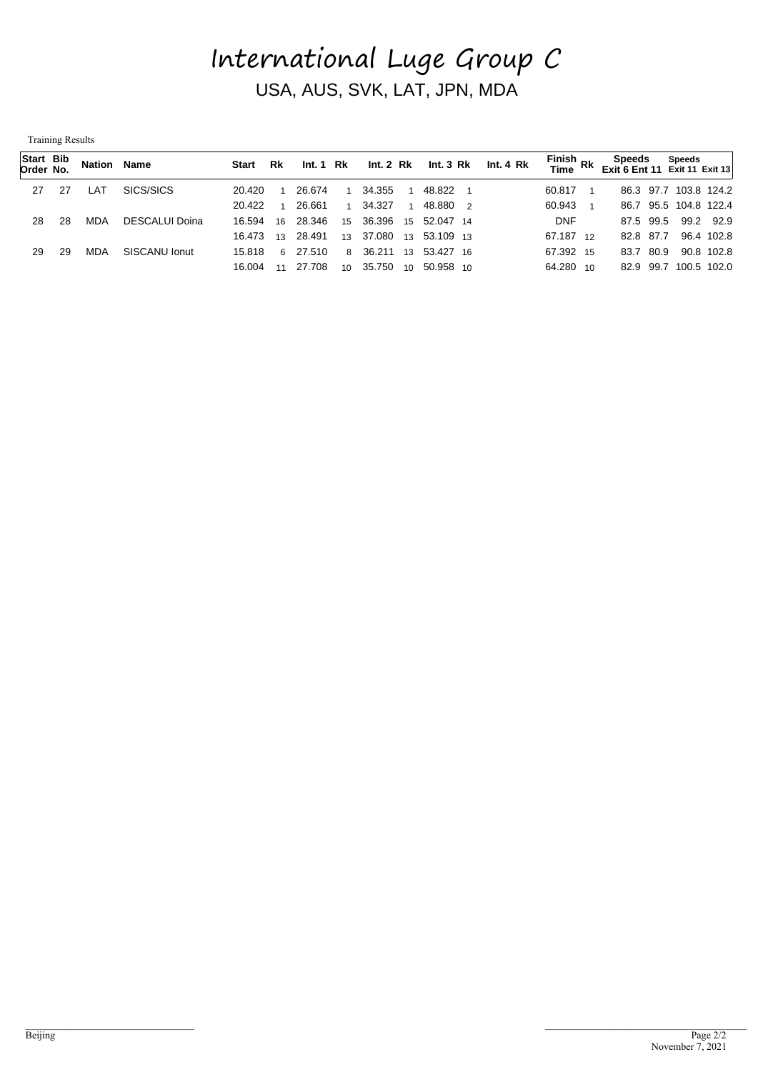# International Luge Group C

USA, AUS, SVK, LAT, JPN, MDA

Training Results

| Start Order | Bib No. | Nation | Name | Start | Rk | Int. 1 | Rk | Int. 2 | Rk | Int. 3 | Rk | Int. 4 | Rk | Finish Time | Rk | Speeds Exit 6 | Speeds Ent 11 | Speeds Exit 11 | Speeds Exit 13 |
|---|---|---|---|---|---|---|---|---|---|---|---|---|---|---|---|---|---|---|---|
| 27 | 27 | LAT | SICS/SICS | 20.420 | 1 | 26.674 | 1 | 34.355 | 1 | 48.822 | 1 | | | 60.817 | 1 | 86.3 | 97.7 | 103.8 | 124.2 |
| | | | | 20.422 | 1 | 26.661 | 1 | 34.327 | 1 | 48.880 | 2 | | | 60.943 | 1 | 86.7 | 95.5 | 104.8 | 122.4 |
| 28 | 28 | MDA | DESCALUI Doina | 16.594 | 16 | 28.346 | 15 | 36.396 | 15 | 52.047 | 14 | | | DNF | | 87.5 | 99.5 | 99.2 | 92.9 |
| | | | | 16.473 | 13 | 28.491 | 13 | 37.080 | 13 | 53.109 | 13 | | | 67.187 | 12 | 82.8 | 87.7 | 96.4 | 102.8 |
| 29 | 29 | MDA | SISCANU Ionut | 15.818 | 6 | 27.510 | 8 | 36.211 | 13 | 53.427 | 16 | | | 67.392 | 15 | 83.7 | 80.9 | 90.8 | 102.8 |
| | | | | 16.004 | 11 | 27.708 | 10 | 35.750 | 10 | 50.958 | 10 | | | 64.280 | 10 | 82.9 | 99.7 | 100.5 | 102.0 |

Beijing

November 7, 2021